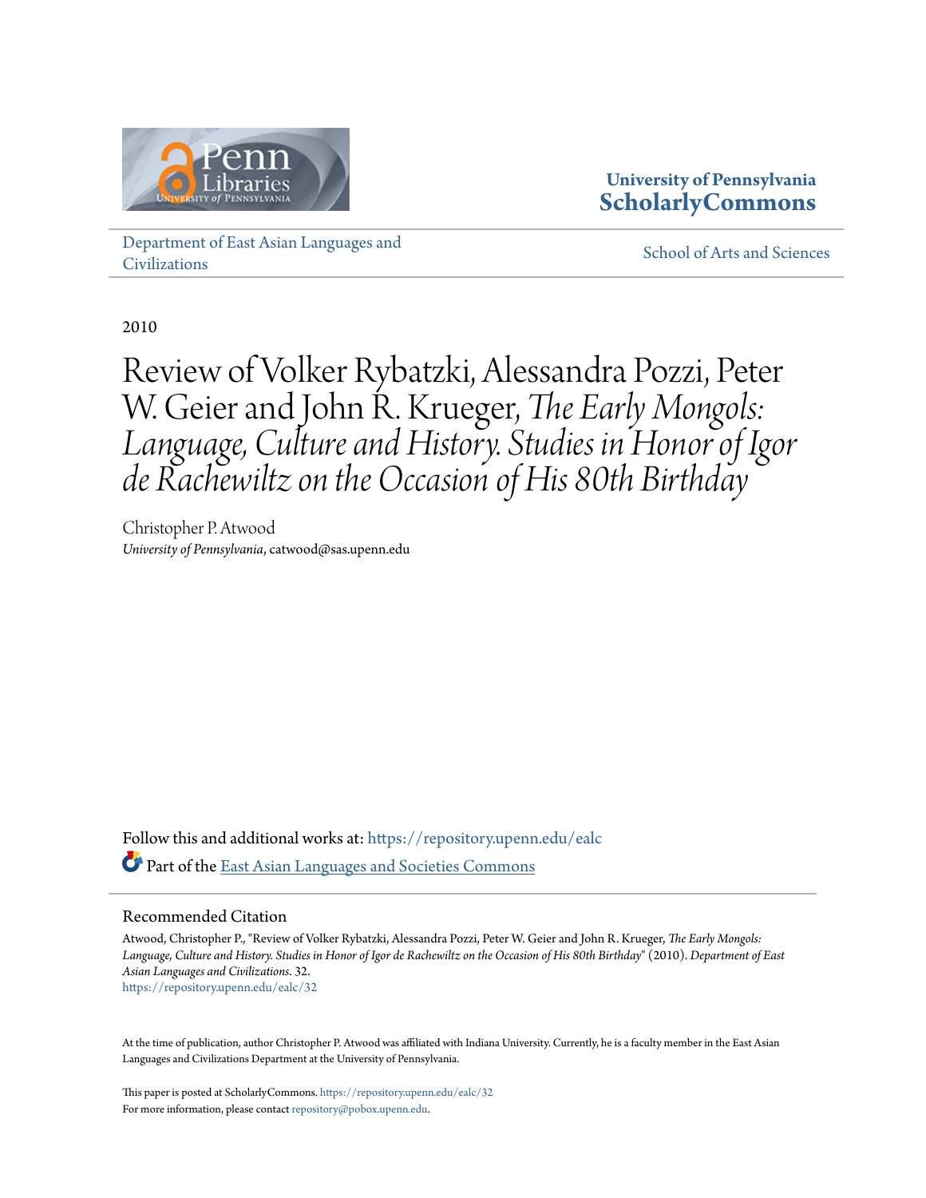University of Pennsylvania
**ScholarlyCommons**

Department of East Asian Languages and Civilizations

School of Arts and Sciences

2010

# Review of Volker Rybatzki, Alessandra Pozzi, Peter W. Geier and John R. Krueger, *The Early Mongols: Language, Culture and History. Studies in Honor of Igor de Rachewiltz on the Occasion of His 80th Birthday*

Christopher P. Atwood
*University of Pennsylvania*, catwood@sas.upenn.edu

Follow this and additional works at: https://repository.upenn.edu/ealc

Part of the East Asian Languages and Societies Commons

## Recommended Citation

Atwood, Christopher P., "Review of Volker Rybatzki, Alessandra Pozzi, Peter W. Geier and John R. Krueger, *The Early Mongols: Language, Culture and History. Studies in Honor of Igor de Rachewiltz on the Occasion of His 80th Birthday*" (2010). *Department of East Asian Languages and Civilizations*. 32.
https://repository.upenn.edu/ealc/32

At the time of publication, author Christopher P. Atwood was affiliated with Indiana University. Currently, he is a faculty member in the East Asian Languages and Civilizations Department at the University of Pennsylvania.

This paper is posted at ScholarlyCommons. https://repository.upenn.edu/ealc/32
For more information, please contact repository@pobox.upenn.edu.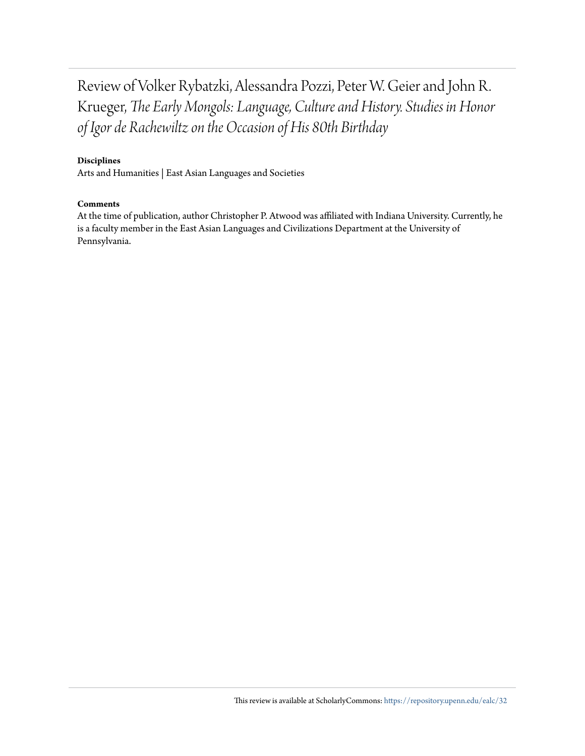# Review of Volker Rybatzki, Alessandra Pozzi, Peter W. Geier and John R. Krueger, *The Early Mongols: Language, Culture and History. Studies in Honor of Igor de Rachewiltz on the Occasion of His 80th Birthday*

**Disciplines**

Arts and Humanities | East Asian Languages and Societies

**Comments**

At the time of publication, author Christopher P. Atwood was affiliated with Indiana University. Currently, he is a faculty member in the East Asian Languages and Civilizations Department at the University of Pennsylvania.

This review is available at ScholarlyCommons: https://repository.upenn.edu/ealc/32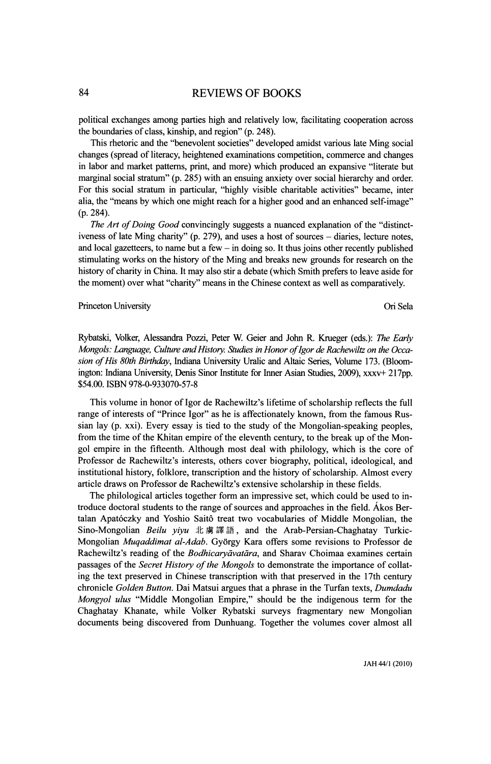political exchanges among parties high and relatively low, facilitating cooperation across the boundaries of class, kinship, and region" (p. 248).

This rhetoric and the "benevolent societies" developed amidst various late Ming social changes (spread of literacy, heightened examinations competition, commerce and changes in labor and market patterns, print, and more) which produced an expansive "literate but marginal social stratum" (p. 285) with an ensuing anxiety over social hierarchy and order. For this social stratum in particular, "highly visible charitable activities" became, inter alia, the "means by which one might reach for a higher good and an enhanced self-image" (p. 284).

*The Art of Doing Good* convincingly suggests a nuanced explanation of the "distinctiveness of late Ming charity" (p. 279), and uses a host of sources – diaries, lecture notes, and local gazetteers, to name but a few – in doing so. It thus joins other recently published stimulating works on the history of the Ming and breaks new grounds for research on the history of charity in China. It may also stir a debate (which Smith prefers to leave aside for the moment) over what "charity" means in the Chinese context as well as comparatively.

Princeton University — Ori Sela

Rybatski, Volker, Alessandra Pozzi, Peter W. Geier and John R. Krueger (eds.): *The Early Mongols: Language, Culture and History. Studies in Honor of Igor de Rachewiltz on the Occasion of His 80th Birthday*, Indiana University Uralic and Altaic Series, Volume 173. (Bloomington: Indiana University, Denis Sinor Institute for Inner Asian Studies, 2009), xxxv+ 217pp. \$54.00. ISBN 978-0-933070-57-8

This volume in honor of Igor de Rachewiltz's lifetime of scholarship reflects the full range of interests of "Prince Igor" as he is affectionately known, from the famous Russian lay (p. xxi). Every essay is tied to the study of the Mongolian-speaking peoples, from the time of the Khitan empire of the eleventh century, to the break up of the Mongol empire in the fifteenth. Although most deal with philology, which is the core of Professor de Rachewiltz's interests, others cover biography, political, ideological, and institutional history, folklore, transcription and the history of scholarship. Almost every article draws on Professor de Rachewiltz's extensive scholarship in these fields.

The philological articles together form an impressive set, which could be used to introduce doctoral students to the range of sources and approaches in the field. Ákos Bertalan Apatóczky and Yoshio Saitô treat two vocabularies of Middle Mongolian, the Sino-Mongolian *Beilu yiyu* 北虜譯語, and the Arab-Persian-Chaghatay Turkic-Mongolian *Muqaddimat al-Adab*. György Kara offers some revisions to Professor de Rachewiltz's reading of the *Bodhicaryāvatāra*, and Sharav Choimaa examines certain passages of the *Secret History of the Mongols* to demonstrate the importance of collating the text preserved in Chinese transcription with that preserved in the 17th century chronicle *Golden Button*. Dai Matsui argues that a phrase in the Turfan texts, *Dumdadu Mongγol ulus* "Middle Mongolian Empire," should be the indigenous term for the Chaghatay Khanate, while Volker Rybatski surveys fragmentary new Mongolian documents being discovered from Dunhuang. Together the volumes cover almost all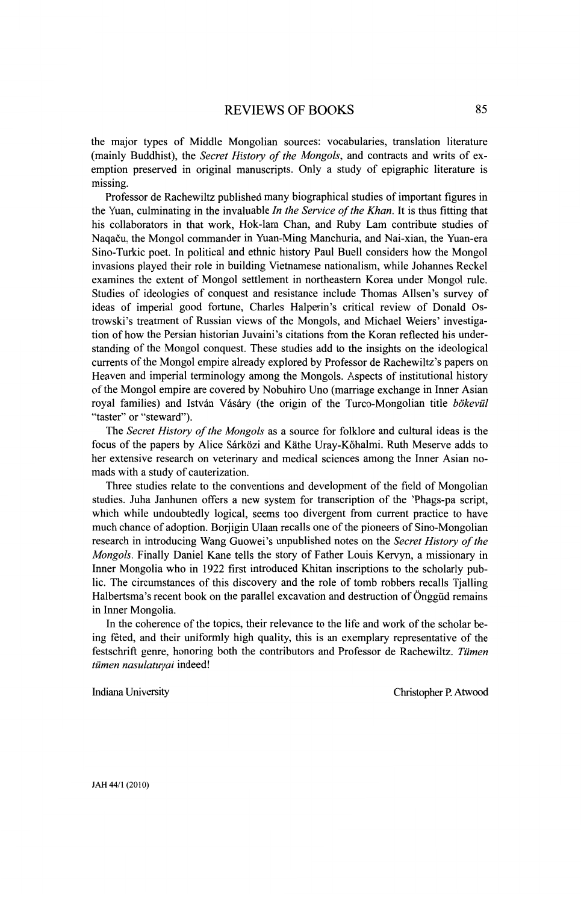the major types of Middle Mongolian sources: vocabularies, translation literature (mainly Buddhist), the *Secret History of the Mongols*, and contracts and writs of exemption preserved in original manuscripts. Only a study of epigraphic literature is missing.

Professor de Rachewiltz published many biographical studies of important figures in the Yuan, culminating in the invaluable *In the Service of the Khan*. It is thus fitting that his collaborators in that work, Hok-lam Chan, and Ruby Lam contribute studies of Naqaču, the Mongol commander in Yuan-Ming Manchuria, and Nai-xian, the Yuan-era Sino-Turkic poet. In political and ethnic history Paul Buell considers how the Mongol invasions played their role in building Vietnamese nationalism, while Johannes Reckel examines the extent of Mongol settlement in northeastern Korea under Mongol rule. Studies of ideologies of conquest and resistance include Thomas Allsen's survey of ideas of imperial good fortune, Charles Halperin's critical review of Donald Ostrowski's treatment of Russian views of the Mongols, and Michael Weiers' investigation of how the Persian historian Juvaini's citations from the Koran reflected his understanding of the Mongol conquest. These studies add to the insights on the ideological currents of the Mongol empire already explored by Professor de Rachewiltz's papers on Heaven and imperial terminology among the Mongols. Aspects of institutional history of the Mongol empire are covered by Nobuhiro Uno (marriage exchange in Inner Asian royal families) and István Vásáry (the origin of the Turco-Mongolian title *bökevül* "taster" or "steward").

The *Secret History of the Mongols* as a source for folklore and cultural ideas is the focus of the papers by Alice Sárközi and Käthe Uray-Kőhalmi. Ruth Meserve adds to her extensive research on veterinary and medical sciences among the Inner Asian nomads with a study of cauterization.

Three studies relate to the conventions and development of the field of Mongolian studies. Juha Janhunen offers a new system for transcription of the 'Phags-pa script, which while undoubtedly logical, seems too divergent from current practice to have much chance of adoption. Borjigin Ulaan recalls one of the pioneers of Sino-Mongolian research in introducing Wang Guowei's unpublished notes on the *Secret History of the Mongols*. Finally Daniel Kane tells the story of Father Louis Kervyn, a missionary in Inner Mongolia who in 1922 first introduced Khitan inscriptions to the scholarly public. The circumstances of this discovery and the role of tomb robbers recalls Tjalling Halbertsma's recent book on the parallel excavation and destruction of Önggüd remains in Inner Mongolia.

In the coherence of the topics, their relevance to the life and work of the scholar being fêted, and their uniformly high quality, this is an exemplary representative of the festschrift genre, honoring both the contributors and Professor de Rachewiltz. *Tümen tümen nasulatuγai* indeed!

Indiana University — Christopher P. Atwood